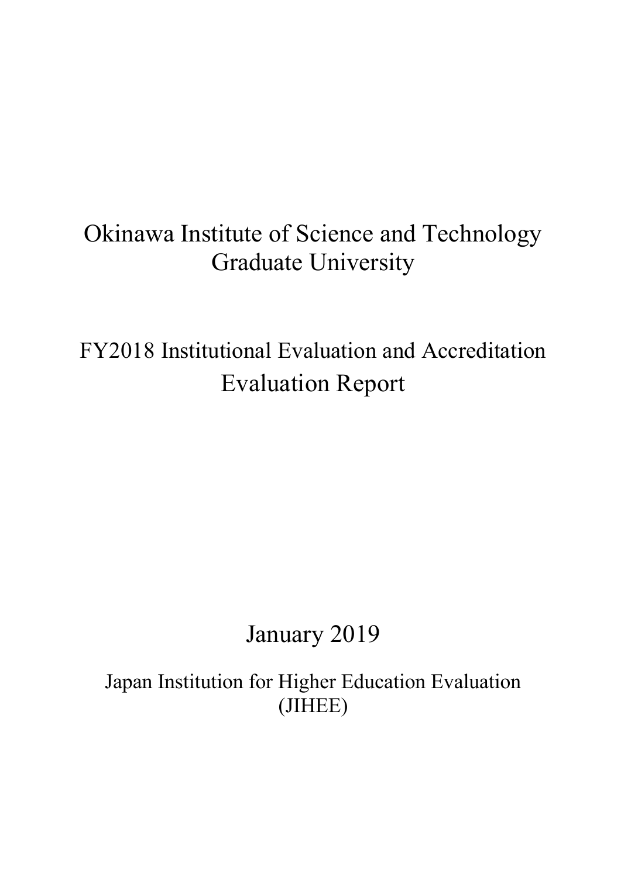# Okinawa Institute of Science and Technology Graduate University

## FY2018 Institutional Evaluation and Accreditation Evaluation Report

January 2019

Japan Institution for Higher Education Evaluation (JIHEE)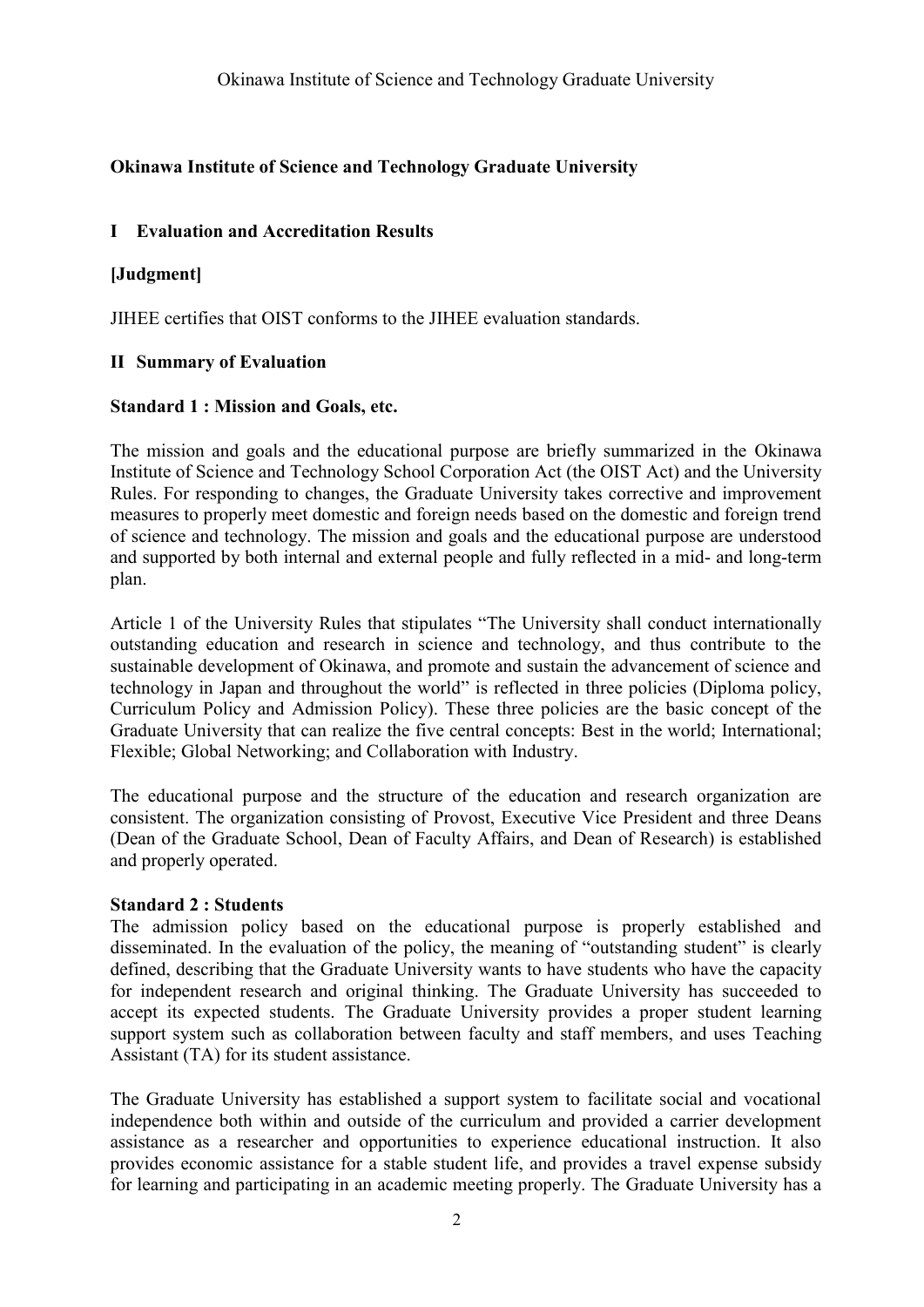**Okinawa Institute of Science and Technology Graduate University**

## I Evaluation and Accreditation Results

**[Judgment]**

JIHEE certifies that OIST conforms to the JIHEE evaluation standards.

## II Summary of Evaluation

### Standard 1 : Mission and Goals, etc.

The mission and goals and the educational purpose are briefly summarized in the Okinawa Institute of Science and Technology School Corporation Act (the OIST Act) and the University Rules. For responding to changes, the Graduate University takes corrective and improvement measures to properly meet domestic and foreign needs based on the domestic and foreign trend of science and technology. The mission and goals and the educational purpose are understood and supported by both internal and external people and fully reflected in a mid- and long-term plan.

Article 1 of the University Rules that stipulates "The University shall conduct internationally outstanding education and research in science and technology, and thus contribute to the sustainable development of Okinawa, and promote and sustain the advancement of science and technology in Japan and throughout the world" is reflected in three policies (Diploma policy, Curriculum Policy and Admission Policy). These three policies are the basic concept of the Graduate University that can realize the five central concepts: Best in the world; International; Flexible; Global Networking; and Collaboration with Industry.

The educational purpose and the structure of the education and research organization are consistent. The organization consisting of Provost, Executive Vice President and three Deans (Dean of the Graduate School, Dean of Faculty Affairs, and Dean of Research) is established and properly operated.

### Standard 2 : Students

The admission policy based on the educational purpose is properly established and disseminated. In the evaluation of the policy, the meaning of "outstanding student" is clearly defined, describing that the Graduate University wants to have students who have the capacity for independent research and original thinking. The Graduate University has succeeded to accept its expected students. The Graduate University provides a proper student learning support system such as collaboration between faculty and staff members, and uses Teaching Assistant (TA) for its student assistance.

The Graduate University has established a support system to facilitate social and vocational independence both within and outside of the curriculum and provided a carrier development assistance as a researcher and opportunities to experience educational instruction. It also provides economic assistance for a stable student life, and provides a travel expense subsidy for learning and participating in an academic meeting properly. The Graduate University has a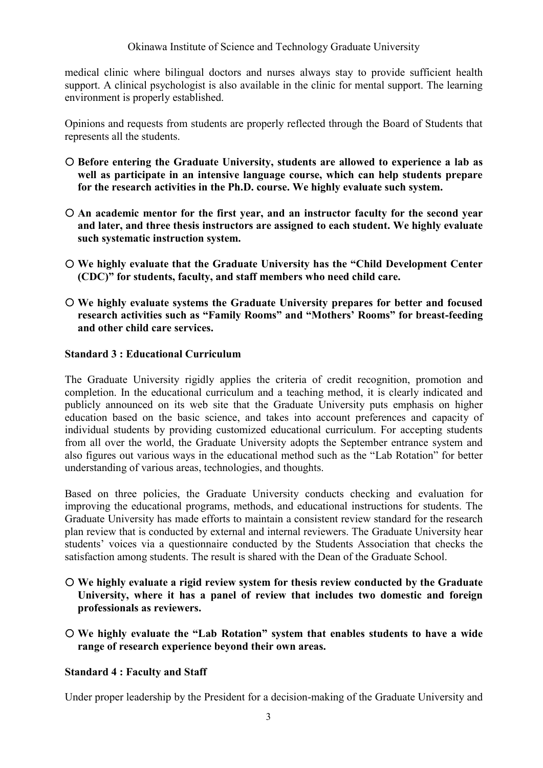medical clinic where bilingual doctors and nurses always stay to provide sufficient health support. A clinical psychologist is also available in the clinic for mental support. The learning environment is properly established.

Opinions and requests from students are properly reflected through the Board of Students that represents all the students.

- **Before entering the Graduate University, students are allowed to experience a lab as well as participate in an intensive language course, which can help students prepare for the research activities in the Ph.D. course. We highly evaluate such system.**

- **An academic mentor for the first year, and an instructor faculty for the second year and later, and three thesis instructors are assigned to each student. We highly evaluate such systematic instruction system.**

- **We highly evaluate that the Graduate University has the "Child Development Center (CDC)" for students, faculty, and staff members who need child care.**

- **We highly evaluate systems the Graduate University prepares for better and focused research activities such as "Family Rooms" and "Mothers' Rooms" for breast-feeding and other child care services.**

**Standard 3 : Educational Curriculum**

The Graduate University rigidly applies the criteria of credit recognition, promotion and completion. In the educational curriculum and a teaching method, it is clearly indicated and publicly announced on its web site that the Graduate University puts emphasis on higher education based on the basic science, and takes into account preferences and capacity of individual students by providing customized educational curriculum. For accepting students from all over the world, the Graduate University adopts the September entrance system and also figures out various ways in the educational method such as the "Lab Rotation" for better understanding of various areas, technologies, and thoughts.

Based on three policies, the Graduate University conducts checking and evaluation for improving the educational programs, methods, and educational instructions for students. The Graduate University has made efforts to maintain a consistent review standard for the research plan review that is conducted by external and internal reviewers. The Graduate University hear students' voices via a questionnaire conducted by the Students Association that checks the satisfaction among students. The result is shared with the Dean of the Graduate School.

- **We highly evaluate a rigid review system for thesis review conducted by the Graduate University, where it has a panel of review that includes two domestic and foreign professionals as reviewers.**

- **We highly evaluate the "Lab Rotation" system that enables students to have a wide range of research experience beyond their own areas.**

**Standard 4 : Faculty and Staff**

Under proper leadership by the President for a decision-making of the Graduate University and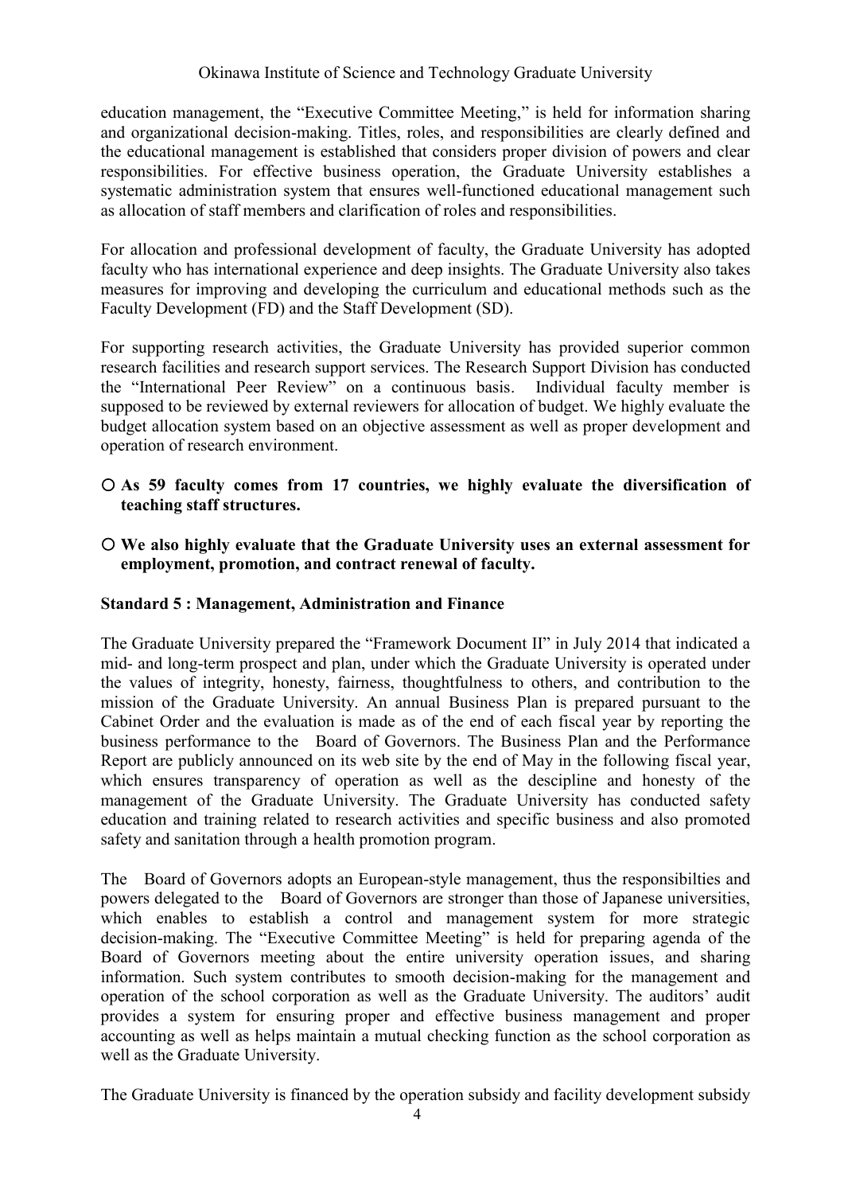education management, the "Executive Committee Meeting," is held for information sharing and organizational decision-making. Titles, roles, and responsibilities are clearly defined and the educational management is established that considers proper division of powers and clear responsibilities. For effective business operation, the Graduate University establishes a systematic administration system that ensures well-functioned educational management such as allocation of staff members and clarification of roles and responsibilities.

For allocation and professional development of faculty, the Graduate University has adopted faculty who has international experience and deep insights. The Graduate University also takes measures for improving and developing the curriculum and educational methods such as the Faculty Development (FD) and the Staff Development (SD).

For supporting research activities, the Graduate University has provided superior common research facilities and research support services. The Research Support Division has conducted the "International Peer Review" on a continuous basis. Individual faculty member is supposed to be reviewed by external reviewers for allocation of budget. We highly evaluate the budget allocation system based on an objective assessment as well as proper development and operation of research environment.

- **As 59 faculty comes from 17 countries, we highly evaluate the diversification of teaching staff structures.**

- **We also highly evaluate that the Graduate University uses an external assessment for employment, promotion, and contract renewal of faculty.**

**Standard 5 : Management, Administration and Finance**

The Graduate University prepared the "Framework Document II" in July 2014 that indicated a mid- and long-term prospect and plan, under which the Graduate University is operated under the values of integrity, honesty, fairness, thoughtfulness to others, and contribution to the mission of the Graduate University. An annual Business Plan is prepared pursuant to the Cabinet Order and the evaluation is made as of the end of each fiscal year by reporting the business performance to the Board of Governors. The Business Plan and the Performance Report are publicly announced on its web site by the end of May in the following fiscal year, which ensures transparency of operation as well as the descipline and honesty of the management of the Graduate University. The Graduate University has conducted safety education and training related to research activities and specific business and also promoted safety and sanitation through a health promotion program.

The Board of Governors adopts an European-style management, thus the responsibilties and powers delegated to the Board of Governors are stronger than those of Japanese universities, which enables to establish a control and management system for more strategic decision-making. The "Executive Committee Meeting" is held for preparing agenda of the Board of Governors meeting about the entire university operation issues, and sharing information. Such system contributes to smooth decision-making for the management and operation of the school corporation as well as the Graduate University. The auditors' audit provides a system for ensuring proper and effective business management and proper accounting as well as helps maintain a mutual checking function as the school corporation as well as the Graduate University.

The Graduate University is financed by the operation subsidy and facility development subsidy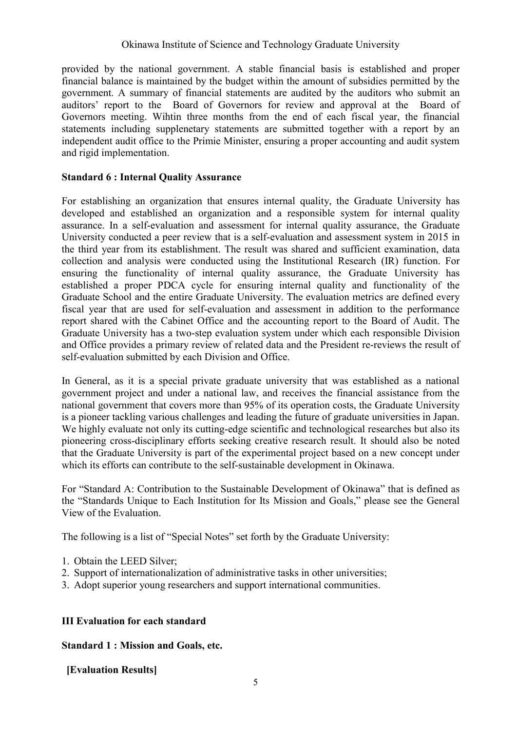provided by the national government. A stable financial basis is established and proper financial balance is maintained by the budget within the amount of subsidies permitted by the government. A summary of financial statements are audited by the auditors who submit an auditors' report to the Board of Governors for review and approval at the Board of Governors meeting. Wihtin three months from the end of each fiscal year, the financial statements including supplenetary statements are submitted together with a report by an independent audit office to the Primie Minister, ensuring a proper accounting and audit system and rigid implementation.

**Standard 6 : Internal Quality Assurance**

For establishing an organization that ensures internal quality, the Graduate University has developed and established an organization and a responsible system for internal quality assurance. In a self-evaluation and assessment for internal quality assurance, the Graduate University conducted a peer review that is a self-evaluation and assessment system in 2015 in the third year from its establishment. The result was shared and sufficient examination, data collection and analysis were conducted using the Institutional Research (IR) function. For ensuring the functionality of internal quality assurance, the Graduate University has established a proper PDCA cycle for ensuring internal quality and functionality of the Graduate School and the entire Graduate University. The evaluation metrics are defined every fiscal year that are used for self-evaluation and assessment in addition to the performance report shared with the Cabinet Office and the accounting report to the Board of Audit. The Graduate University has a two-step evaluation system under which each responsible Division and Office provides a primary review of related data and the President re-reviews the result of self-evaluation submitted by each Division and Office.

In General, as it is a special private graduate university that was established as a national government project and under a national law, and receives the financial assistance from the national government that covers more than 95% of its operation costs, the Graduate University is a pioneer tackling various challenges and leading the future of graduate universities in Japan. We highly evaluate not only its cutting-edge scientific and technological researches but also its pioneering cross-disciplinary efforts seeking creative research result. It should also be noted that the Graduate University is part of the experimental project based on a new concept under which its efforts can contribute to the self-sustainable development in Okinawa.

For "Standard A: Contribution to the Sustainable Development of Okinawa" that is defined as the "Standards Unique to Each Institution for Its Mission and Goals," please see the General View of the Evaluation.

The following is a list of "Special Notes" set forth by the Graduate University:

1. Obtain the LEED Silver;
2. Support of internationalization of administrative tasks in other universities;
3. Adopt superior young researchers and support international communities.

## III Evaluation for each standard

### Standard 1 : Mission and Goals, etc.

**[Evaluation Results]**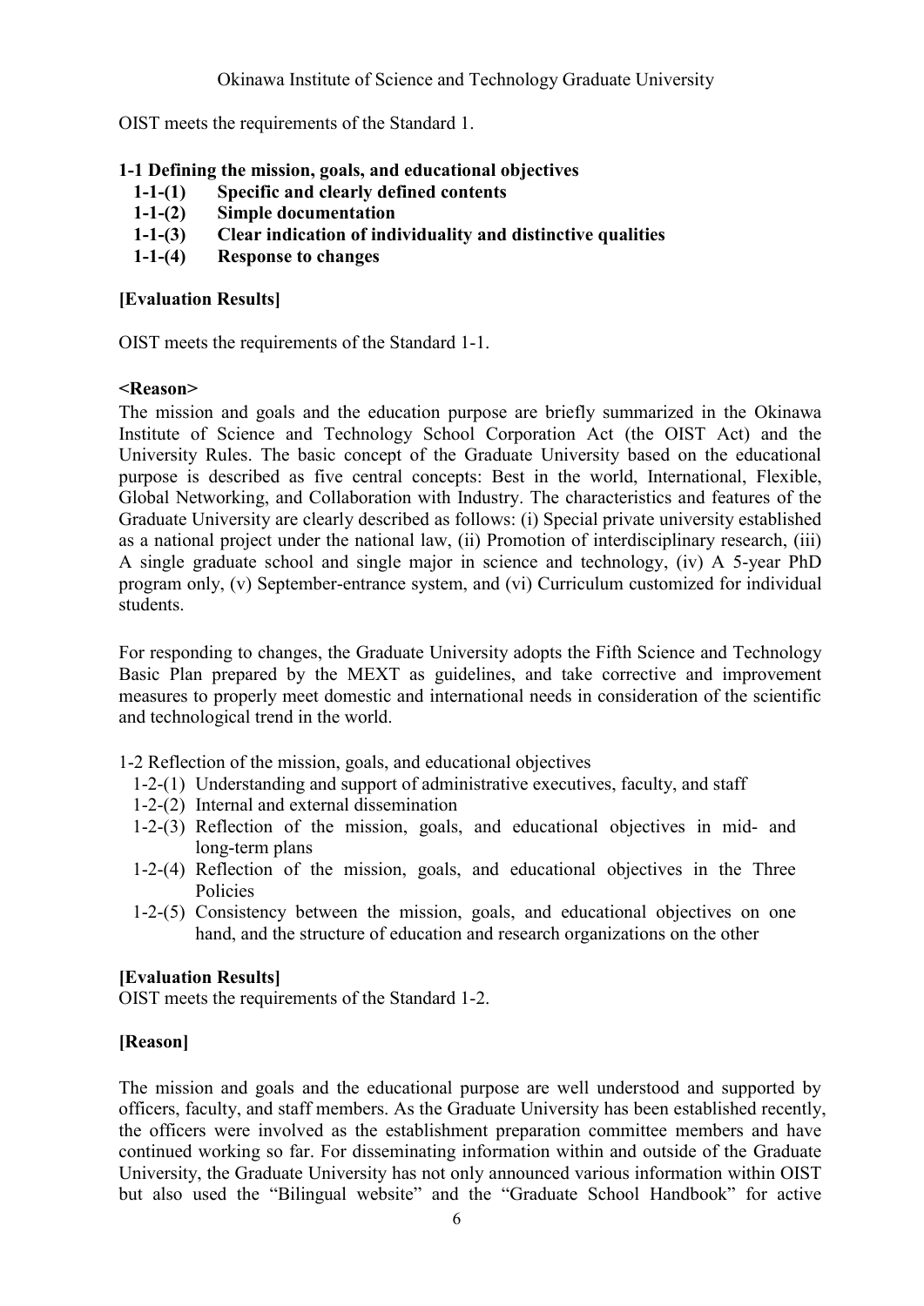OIST meets the requirements of the Standard 1.

**1-1 Defining the mission, goals, and educational objectives**

- **1-1-(1) Specific and clearly defined contents**
- **1-1-(2) Simple documentation**
- **1-1-(3) Clear indication of individuality and distinctive qualities**
- **1-1-(4) Response to changes**

**[Evaluation Results]**

OIST meets the requirements of the Standard 1-1.

**<Reason>**

The mission and goals and the education purpose are briefly summarized in the Okinawa Institute of Science and Technology School Corporation Act (the OIST Act) and the University Rules. The basic concept of the Graduate University based on the educational purpose is described as five central concepts: Best in the world, International, Flexible, Global Networking, and Collaboration with Industry. The characteristics and features of the Graduate University are clearly described as follows: (i) Special private university established as a national project under the national law, (ii) Promotion of interdisciplinary research, (iii) A single graduate school and single major in science and technology, (iv) A 5-year PhD program only, (v) September-entrance system, and (vi) Curriculum customized for individual students.

For responding to changes, the Graduate University adopts the Fifth Science and Technology Basic Plan prepared by the MEXT as guidelines, and take corrective and improvement measures to properly meet domestic and international needs in consideration of the scientific and technological trend in the world.

1-2 Reflection of the mission, goals, and educational objectives

- 1-2-(1) Understanding and support of administrative executives, faculty, and staff
- 1-2-(2) Internal and external dissemination
- 1-2-(3) Reflection of the mission, goals, and educational objectives in mid- and long-term plans
- 1-2-(4) Reflection of the mission, goals, and educational objectives in the Three Policies
- 1-2-(5) Consistency between the mission, goals, and educational objectives on one hand, and the structure of education and research organizations on the other

**[Evaluation Results]**

OIST meets the requirements of the Standard 1-2.

**[Reason]**

The mission and goals and the educational purpose are well understood and supported by officers, faculty, and staff members. As the Graduate University has been established recently, the officers were involved as the establishment preparation committee members and have continued working so far. For disseminating information within and outside of the Graduate University, the Graduate University has not only announced various information within OIST but also used the "Bilingual website" and the "Graduate School Handbook" for active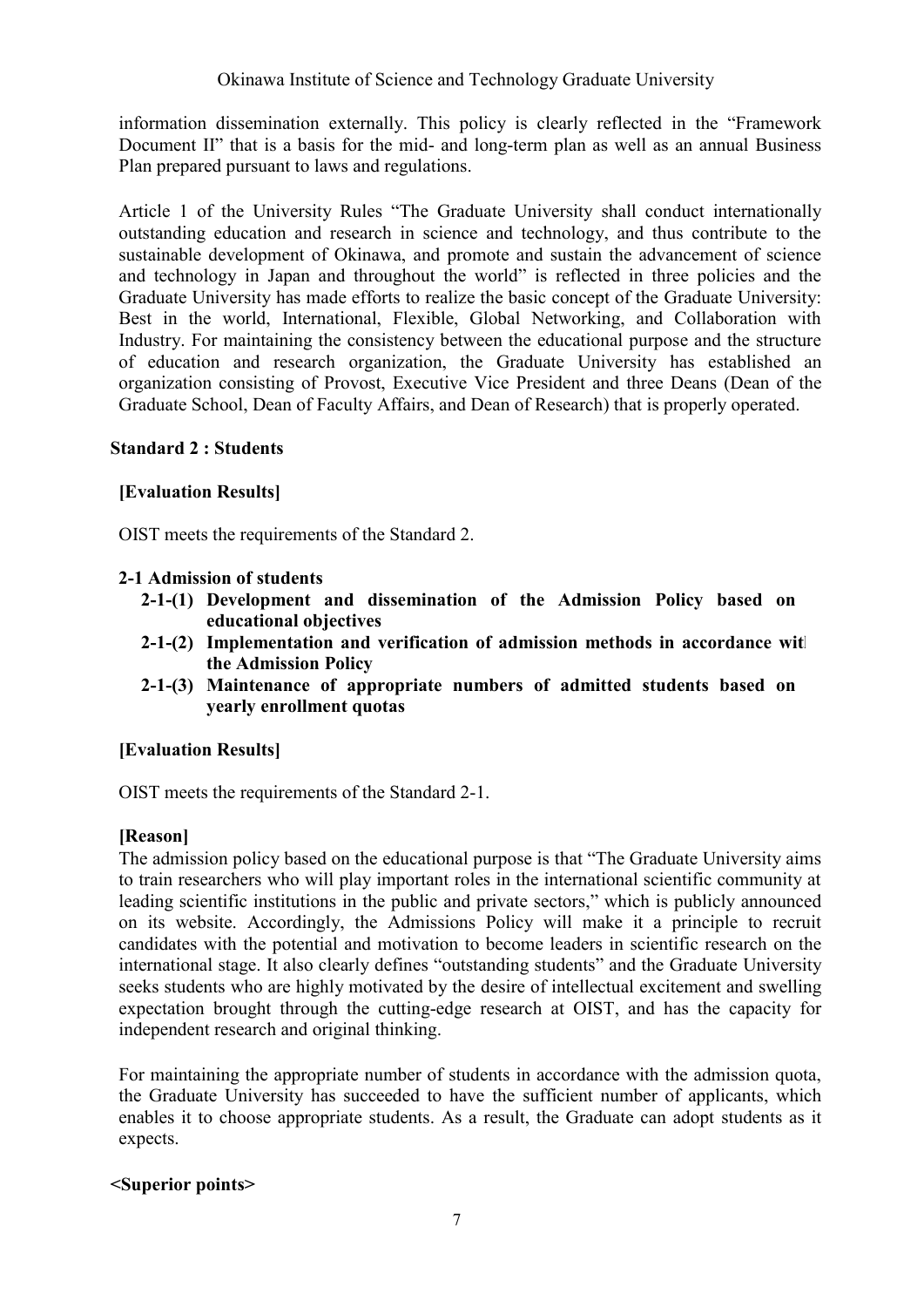information dissemination externally. This policy is clearly reflected in the "Framework Document II" that is a basis for the mid- and long-term plan as well as an annual Business Plan prepared pursuant to laws and regulations.

Article 1 of the University Rules "The Graduate University shall conduct internationally outstanding education and research in science and technology, and thus contribute to the sustainable development of Okinawa, and promote and sustain the advancement of science and technology in Japan and throughout the world" is reflected in three policies and the Graduate University has made efforts to realize the basic concept of the Graduate University: Best in the world, International, Flexible, Global Networking, and Collaboration with Industry. For maintaining the consistency between the educational purpose and the structure of education and research organization, the Graduate University has established an organization consisting of Provost, Executive Vice President and three Deans (Dean of the Graduate School, Dean of Faculty Affairs, and Dean of Research) that is properly operated.

## Standard 2 : Students

### [Evaluation Results]

OIST meets the requirements of the Standard 2.

### 2-1 Admission of students

- **2-1-(1) Development and dissemination of the Admission Policy based on educational objectives**
- **2-1-(2) Implementation and verification of admission methods in accordance with the Admission Policy**
- **2-1-(3) Maintenance of appropriate numbers of admitted students based on yearly enrollment quotas**

### [Evaluation Results]

OIST meets the requirements of the Standard 2-1.

### [Reason]

The admission policy based on the educational purpose is that "The Graduate University aims to train researchers who will play important roles in the international scientific community at leading scientific institutions in the public and private sectors," which is publicly announced on its website. Accordingly, the Admissions Policy will make it a principle to recruit candidates with the potential and motivation to become leaders in scientific research on the international stage. It also clearly defines "outstanding students" and the Graduate University seeks students who are highly motivated by the desire of intellectual excitement and swelling expectation brought through the cutting-edge research at OIST, and has the capacity for independent research and original thinking.

For maintaining the appropriate number of students in accordance with the admission quota, the Graduate University has succeeded to have the sufficient number of applicants, which enables it to choose appropriate students. As a result, the Graduate can adopt students as it expects.

**<Superior points>**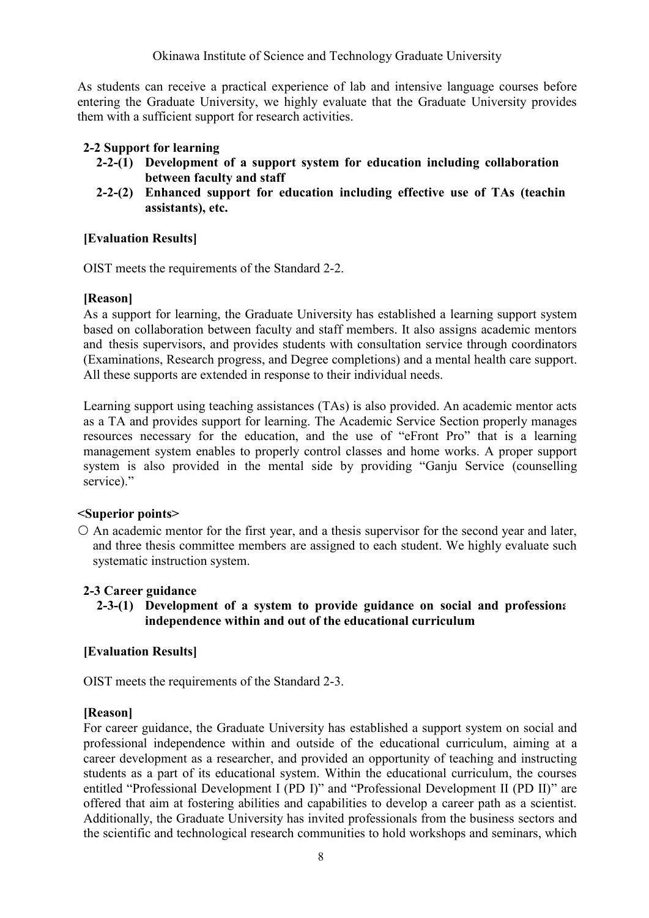As students can receive a practical experience of lab and intensive language courses before entering the Graduate University, we highly evaluate that the Graduate University provides them with a sufficient support for research activities.

**2-2 Support for learning**

- **2-2-(1) Development of a support system for education including collaboration between faculty and staff**
- **2-2-(2) Enhanced support for education including effective use of TAs (teachin assistants), etc.**

**[Evaluation Results]**

OIST meets the requirements of the Standard 2-2.

**[Reason]**

As a support for learning, the Graduate University has established a learning support system based on collaboration between faculty and staff members. It also assigns academic mentors and thesis supervisors, and provides students with consultation service through coordinators (Examinations, Research progress, and Degree completions) and a mental health care support. All these supports are extended in response to their individual needs.

Learning support using teaching assistances (TAs) is also provided. An academic mentor acts as a TA and provides support for learning. The Academic Service Section properly manages resources necessary for the education, and the use of "eFront Pro" that is a learning management system enables to properly control classes and home works. A proper support system is also provided in the mental side by providing "Ganju Service (counselling service)."

**<Superior points>**

○ An academic mentor for the first year, and a thesis supervisor for the second year and later, and three thesis committee members are assigned to each student. We highly evaluate such systematic instruction system.

**2-3 Career guidance**

- **2-3-(1) Development of a system to provide guidance on social and professiona independence within and out of the educational curriculum**

**[Evaluation Results]**

OIST meets the requirements of the Standard 2-3.

**[Reason]**

For career guidance, the Graduate University has established a support system on social and professional independence within and outside of the educational curriculum, aiming at a career development as a researcher, and provided an opportunity of teaching and instructing students as a part of its educational system. Within the educational curriculum, the courses entitled "Professional Development I (PD I)" and "Professional Development II (PD II)" are offered that aim at fostering abilities and capabilities to develop a career path as a scientist. Additionally, the Graduate University has invited professionals from the business sectors and the scientific and technological research communities to hold workshops and seminars, which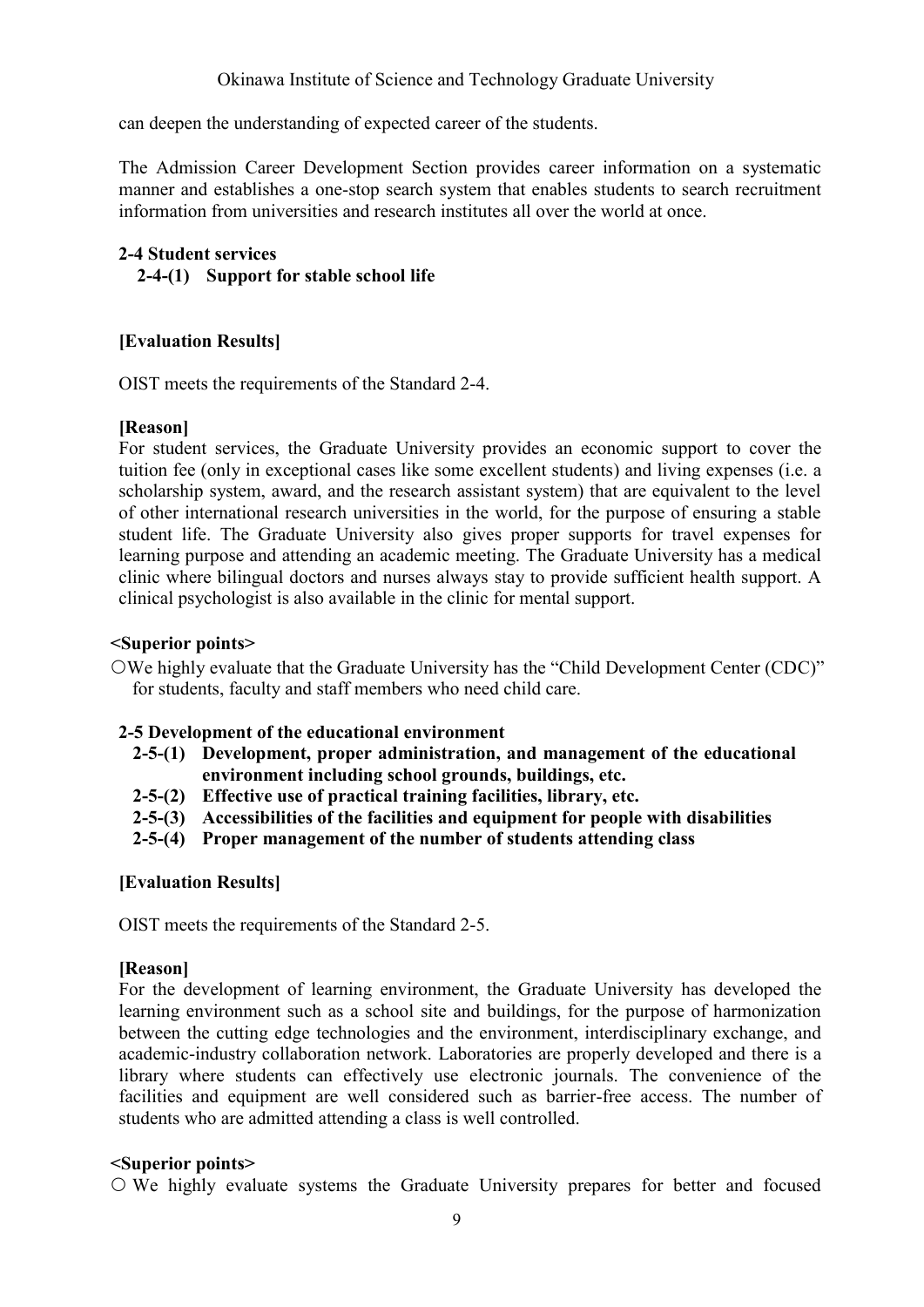can deepen the understanding of expected career of the students.

The Admission Career Development Section provides career information on a systematic manner and establishes a one-stop search system that enables students to search recruitment information from universities and research institutes all over the world at once.

**2-4 Student services**

**2-4-(1) Support for stable school life**

**[Evaluation Results]**

OIST meets the requirements of the Standard 2-4.

**[Reason]**

For student services, the Graduate University provides an economic support to cover the tuition fee (only in exceptional cases like some excellent students) and living expenses (i.e. a scholarship system, award, and the research assistant system) that are equivalent to the level of other international research universities in the world, for the purpose of ensuring a stable student life. The Graduate University also gives proper supports for travel expenses for learning purpose and attending an academic meeting. The Graduate University has a medical clinic where bilingual doctors and nurses always stay to provide sufficient health support. A clinical psychologist is also available in the clinic for mental support.

**<Superior points>**

○We highly evaluate that the Graduate University has the "Child Development Center (CDC)" for students, faculty and staff members who need child care.

**2-5 Development of the educational environment**

**2-5-(1) Development, proper administration, and management of the educational environment including school grounds, buildings, etc.**

**2-5-(2) Effective use of practical training facilities, library, etc.**

**2-5-(3) Accessibilities of the facilities and equipment for people with disabilities**

**2-5-(4) Proper management of the number of students attending class**

**[Evaluation Results]**

OIST meets the requirements of the Standard 2-5.

**[Reason]**

For the development of learning environment, the Graduate University has developed the learning environment such as a school site and buildings, for the purpose of harmonization between the cutting edge technologies and the environment, interdisciplinary exchange, and academic-industry collaboration network. Laboratories are properly developed and there is a library where students can effectively use electronic journals. The convenience of the facilities and equipment are well considered such as barrier-free access. The number of students who are admitted attending a class is well controlled.

**<Superior points>**

○ We highly evaluate systems the Graduate University prepares for better and focused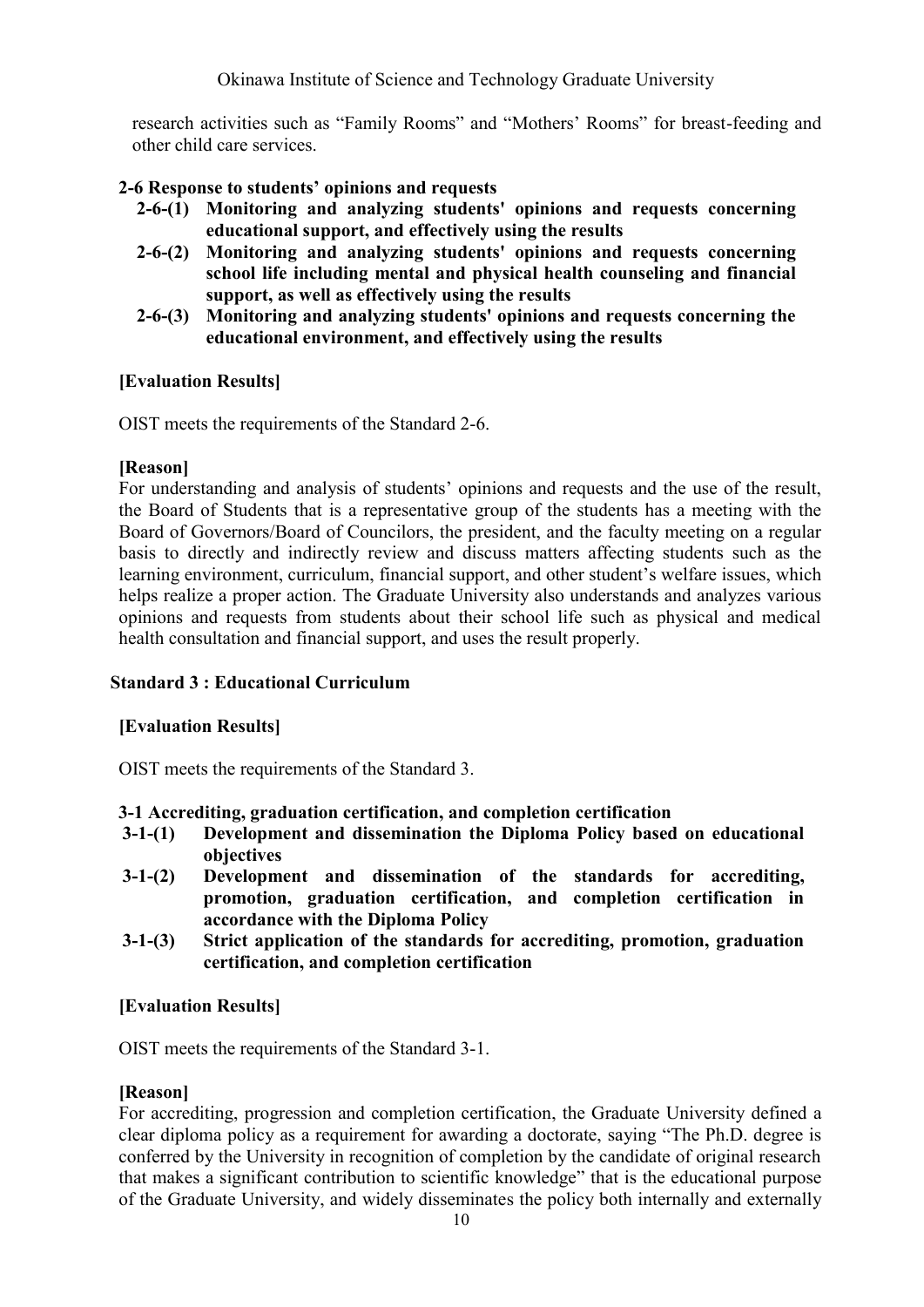research activities such as "Family Rooms" and "Mothers' Rooms" for breast-feeding and other child care services.

**2-6 Response to students' opinions and requests**

- **2-6-(1) Monitoring and analyzing students' opinions and requests concerning educational support, and effectively using the results**
- **2-6-(2) Monitoring and analyzing students' opinions and requests concerning school life including mental and physical health counseling and financial support, as well as effectively using the results**
- **2-6-(3) Monitoring and analyzing students' opinions and requests concerning the educational environment, and effectively using the results**

**[Evaluation Results]**

OIST meets the requirements of the Standard 2-6.

**[Reason]**

For understanding and analysis of students' opinions and requests and the use of the result, the Board of Students that is a representative group of the students has a meeting with the Board of Governors/Board of Councilors, the president, and the faculty meeting on a regular basis to directly and indirectly review and discuss matters affecting students such as the learning environment, curriculum, financial support, and other student's welfare issues, which helps realize a proper action. The Graduate University also understands and analyzes various opinions and requests from students about their school life such as physical and medical health consultation and financial support, and uses the result properly.

## Standard 3 : Educational Curriculum

**[Evaluation Results]**

OIST meets the requirements of the Standard 3.

**3-1 Accrediting, graduation certification, and completion certification**

- **3-1-(1) Development and dissemination the Diploma Policy based on educational objectives**
- **3-1-(2) Development and dissemination of the standards for accrediting, promotion, graduation certification, and completion certification in accordance with the Diploma Policy**
- **3-1-(3) Strict application of the standards for accrediting, promotion, graduation certification, and completion certification**

**[Evaluation Results]**

OIST meets the requirements of the Standard 3-1.

**[Reason]**

For accrediting, progression and completion certification, the Graduate University defined a clear diploma policy as a requirement for awarding a doctorate, saying "The Ph.D. degree is conferred by the University in recognition of completion by the candidate of original research that makes a significant contribution to scientific knowledge" that is the educational purpose of the Graduate University, and widely disseminates the policy both internally and externally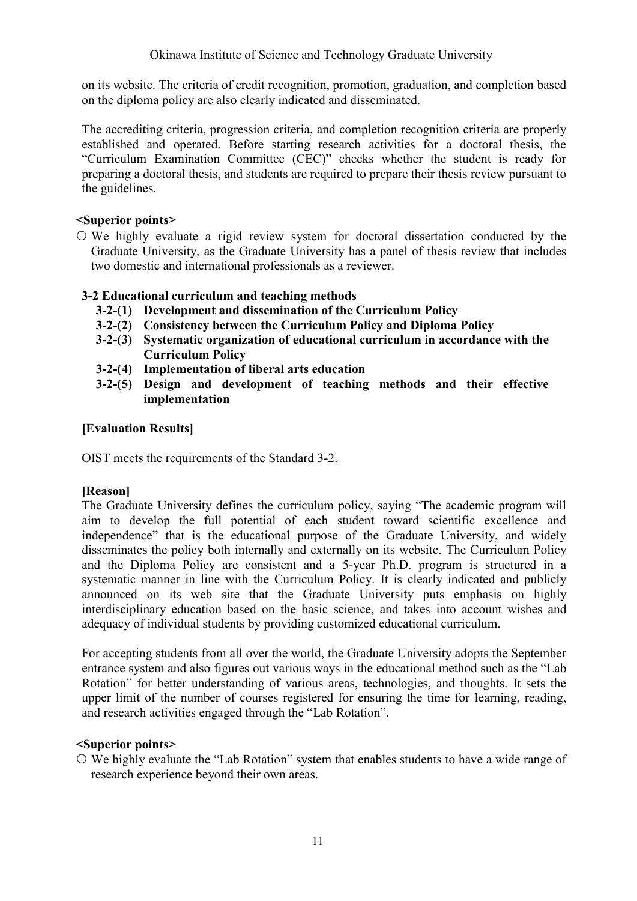on its website. The criteria of credit recognition, promotion, graduation, and completion based on the diploma policy are also clearly indicated and disseminated.

The accrediting criteria, progression criteria, and completion recognition criteria are properly established and operated. Before starting research activities for a doctoral thesis, the "Curriculum Examination Committee (CEC)" checks whether the student is ready for preparing a doctoral thesis, and students are required to prepare their thesis review pursuant to the guidelines.

**<Superior points>**

○ We highly evaluate a rigid review system for doctoral dissertation conducted by the Graduate University, as the Graduate University has a panel of thesis review that includes two domestic and international professionals as a reviewer.

**3-2 Educational curriculum and teaching methods**

- **3-2-(1) Development and dissemination of the Curriculum Policy**
- **3-2-(2) Consistency between the Curriculum Policy and Diploma Policy**
- **3-2-(3) Systematic organization of educational curriculum in accordance with the Curriculum Policy**
- **3-2-(4) Implementation of liberal arts education**
- **3-2-(5) Design and development of teaching methods and their effective implementation**

**[Evaluation Results]**

OIST meets the requirements of the Standard 3-2.

**[Reason]**

The Graduate University defines the curriculum policy, saying "The academic program will aim to develop the full potential of each student toward scientific excellence and independence" that is the educational purpose of the Graduate University, and widely disseminates the policy both internally and externally on its website. The Curriculum Policy and the Diploma Policy are consistent and a 5-year Ph.D. program is structured in a systematic manner in line with the Curriculum Policy. It is clearly indicated and publicly announced on its web site that the Graduate University puts emphasis on highly interdisciplinary education based on the basic science, and takes into account wishes and adequacy of individual students by providing customized educational curriculum.

For accepting students from all over the world, the Graduate University adopts the September entrance system and also figures out various ways in the educational method such as the "Lab Rotation" for better understanding of various areas, technologies, and thoughts. It sets the upper limit of the number of courses registered for ensuring the time for learning, reading, and research activities engaged through the "Lab Rotation".

**<Superior points>**

○ We highly evaluate the "Lab Rotation" system that enables students to have a wide range of research experience beyond their own areas.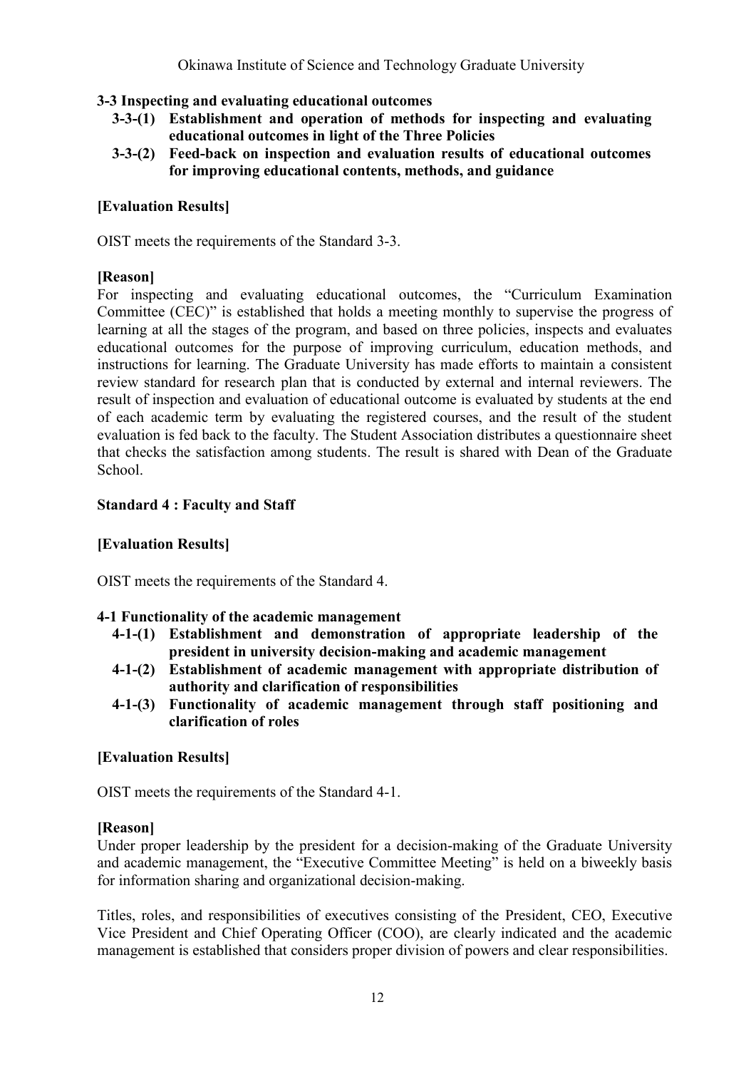### 3-3 Inspecting and evaluating educational outcomes

- **3-3-(1) Establishment and operation of methods for inspecting and evaluating educational outcomes in light of the Three Policies**
- **3-3-(2) Feed-back on inspection and evaluation results of educational outcomes for improving educational contents, methods, and guidance**

**[Evaluation Results]**

OIST meets the requirements of the Standard 3-3.

**[Reason]**

For inspecting and evaluating educational outcomes, the "Curriculum Examination Committee (CEC)" is established that holds a meeting monthly to supervise the progress of learning at all the stages of the program, and based on three policies, inspects and evaluates educational outcomes for the purpose of improving curriculum, education methods, and instructions for learning. The Graduate University has made efforts to maintain a consistent review standard for research plan that is conducted by external and internal reviewers. The result of inspection and evaluation of educational outcome is evaluated by students at the end of each academic term by evaluating the registered courses, and the result of the student evaluation is fed back to the faculty. The Student Association distributes a questionnaire sheet that checks the satisfaction among students. The result is shared with Dean of the Graduate School.

## Standard 4 : Faculty and Staff

**[Evaluation Results]**

OIST meets the requirements of the Standard 4.

### 4-1 Functionality of the academic management

- **4-1-(1) Establishment and demonstration of appropriate leadership of the president in university decision-making and academic management**
- **4-1-(2) Establishment of academic management with appropriate distribution of authority and clarification of responsibilities**
- **4-1-(3) Functionality of academic management through staff positioning and clarification of roles**

**[Evaluation Results]**

OIST meets the requirements of the Standard 4-1.

**[Reason]**

Under proper leadership by the president for a decision-making of the Graduate University and academic management, the "Executive Committee Meeting" is held on a biweekly basis for information sharing and organizational decision-making.

Titles, roles, and responsibilities of executives consisting of the President, CEO, Executive Vice President and Chief Operating Officer (COO), are clearly indicated and the academic management is established that considers proper division of powers and clear responsibilities.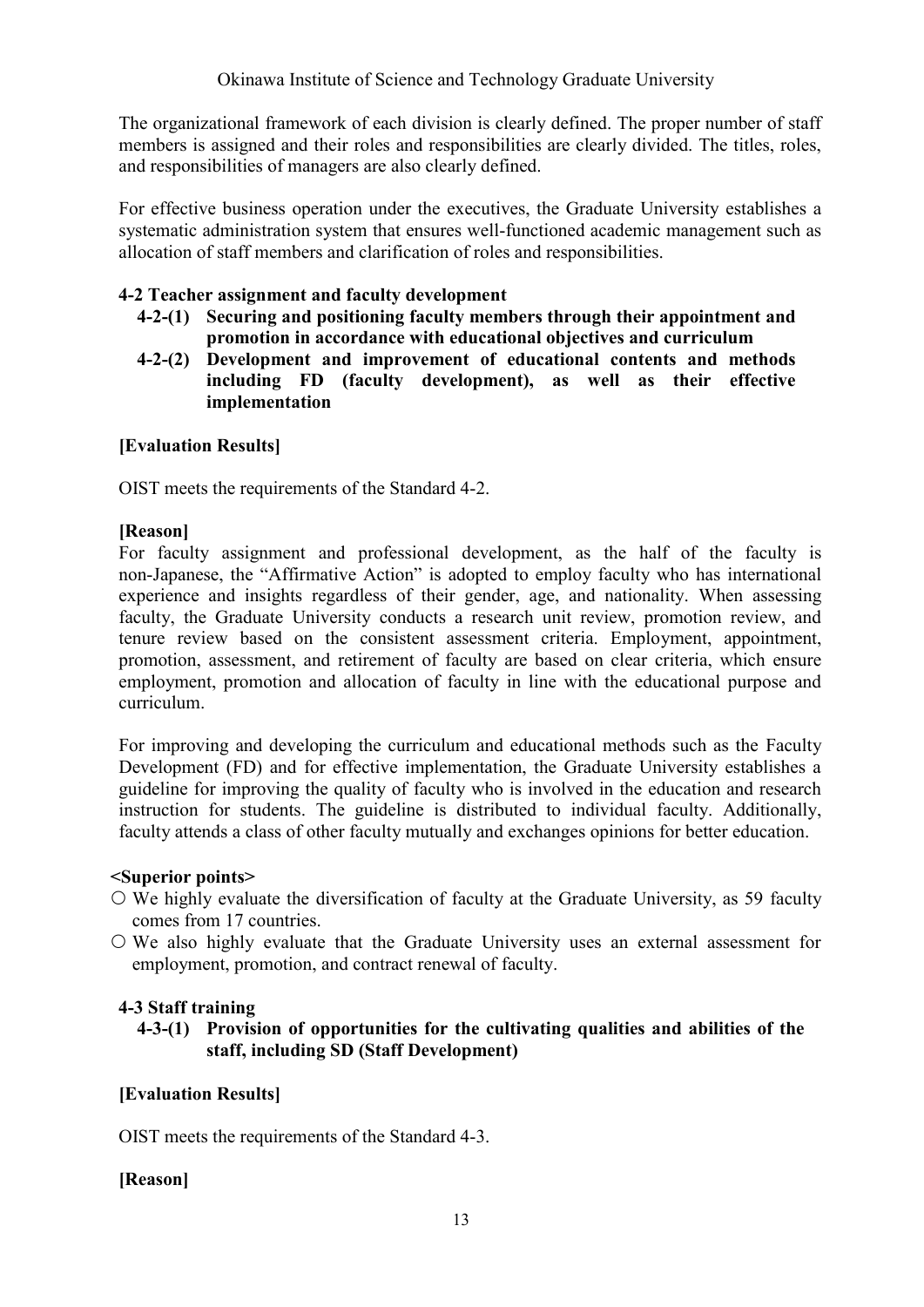The organizational framework of each division is clearly defined. The proper number of staff members is assigned and their roles and responsibilities are clearly divided. The titles, roles, and responsibilities of managers are also clearly defined.

For effective business operation under the executives, the Graduate University establishes a systematic administration system that ensures well-functioned academic management such as allocation of staff members and clarification of roles and responsibilities.

### 4-2 Teacher assignment and faculty development

**4-2-(1) Securing and positioning faculty members through their appointment and promotion in accordance with educational objectives and curriculum**

**4-2-(2) Development and improvement of educational contents and methods including FD (faculty development), as well as their effective implementation**

**[Evaluation Results]**

OIST meets the requirements of the Standard 4-2.

**[Reason]**

For faculty assignment and professional development, as the half of the faculty is non-Japanese, the "Affirmative Action" is adopted to employ faculty who has international experience and insights regardless of their gender, age, and nationality. When assessing faculty, the Graduate University conducts a research unit review, promotion review, and tenure review based on the consistent assessment criteria. Employment, appointment, promotion, assessment, and retirement of faculty are based on clear criteria, which ensure employment, promotion and allocation of faculty in line with the educational purpose and curriculum.

For improving and developing the curriculum and educational methods such as the Faculty Development (FD) and for effective implementation, the Graduate University establishes a guideline for improving the quality of faculty who is involved in the education and research instruction for students. The guideline is distributed to individual faculty. Additionally, faculty attends a class of other faculty mutually and exchanges opinions for better education.

**<Superior points>**

- ○ We highly evaluate the diversification of faculty at the Graduate University, as 59 faculty comes from 17 countries.
- ○ We also highly evaluate that the Graduate University uses an external assessment for employment, promotion, and contract renewal of faculty.

### 4-3 Staff training

**4-3-(1) Provision of opportunities for the cultivating qualities and abilities of the staff, including SD (Staff Development)**

**[Evaluation Results]**

OIST meets the requirements of the Standard 4-3.

**[Reason]**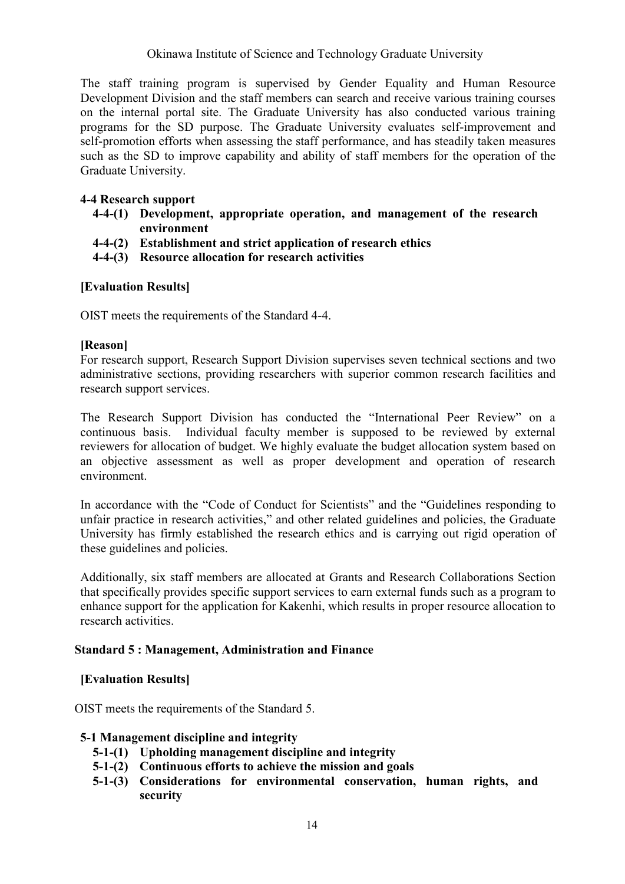The staff training program is supervised by Gender Equality and Human Resource Development Division and the staff members can search and receive various training courses on the internal portal site. The Graduate University has also conducted various training programs for the SD purpose. The Graduate University evaluates self-improvement and self-promotion efforts when assessing the staff performance, and has steadily taken measures such as the SD to improve capability and ability of staff members for the operation of the Graduate University.

### 4-4 Research support

- **4-4-(1) Development, appropriate operation, and management of the research environment**
- **4-4-(2) Establishment and strict application of research ethics**
- **4-4-(3) Resource allocation for research activities**

**[Evaluation Results]**

OIST meets the requirements of the Standard 4-4.

**[Reason]**

For research support, Research Support Division supervises seven technical sections and two administrative sections, providing researchers with superior common research facilities and research support services.

The Research Support Division has conducted the "International Peer Review" on a continuous basis. Individual faculty member is supposed to be reviewed by external reviewers for allocation of budget. We highly evaluate the budget allocation system based on an objective assessment as well as proper development and operation of research environment.

In accordance with the "Code of Conduct for Scientists" and the "Guidelines responding to unfair practice in research activities," and other related guidelines and policies, the Graduate University has firmly established the research ethics and is carrying out rigid operation of these guidelines and policies.

Additionally, six staff members are allocated at Grants and Research Collaborations Section that specifically provides specific support services to earn external funds such as a program to enhance support for the application for Kakenhi, which results in proper resource allocation to research activities.

## Standard 5 : Management, Administration and Finance

**[Evaluation Results]**

OIST meets the requirements of the Standard 5.

### 5-1 Management discipline and integrity

- **5-1-(1) Upholding management discipline and integrity**
- **5-1-(2) Continuous efforts to achieve the mission and goals**
- **5-1-(3) Considerations for environmental conservation, human rights, and security**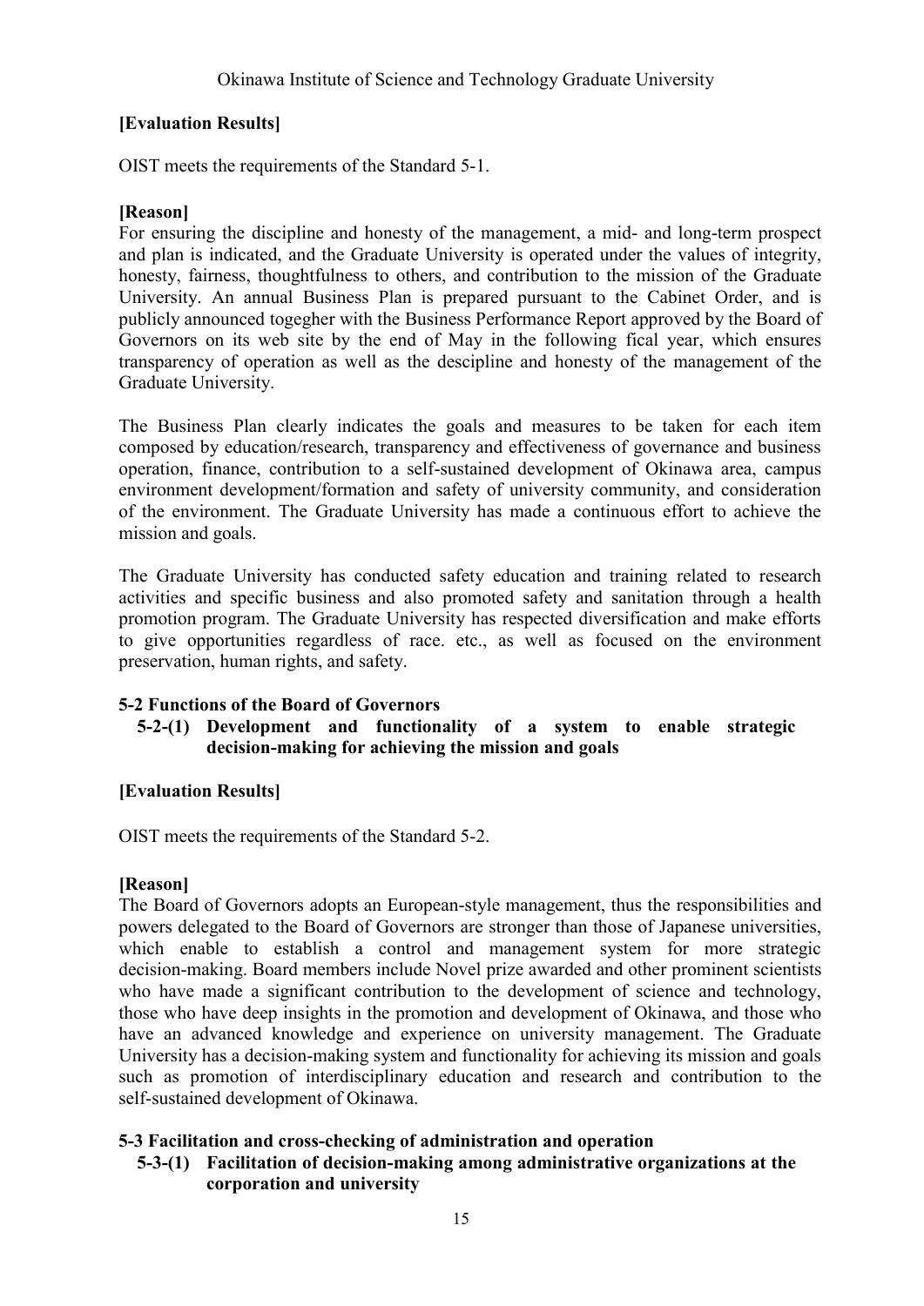**[Evaluation Results]**

OIST meets the requirements of the Standard 5-1.

**[Reason]**

For ensuring the discipline and honesty of the management, a mid- and long-term prospect and plan is indicated, and the Graduate University is operated under the values of integrity, honesty, fairness, thoughtfulness to others, and contribution to the mission of the Graduate University. An annual Business Plan is prepared pursuant to the Cabinet Order, and is publicly announced togegher with the Business Performance Report approved by the Board of Governors on its web site by the end of May in the following fical year, which ensures transparency of operation as well as the descipline and honesty of the management of the Graduate University.

The Business Plan clearly indicates the goals and measures to be taken for each item composed by education/research, transparency and effectiveness of governance and business operation, finance, contribution to a self-sustained development of Okinawa area, campus environment development/formation and safety of university community, and consideration of the environment. The Graduate University has made a continuous effort to achieve the mission and goals.

The Graduate University has conducted safety education and training related to research activities and specific business and also promoted safety and sanitation through a health promotion program. The Graduate University has respected diversification and make efforts to give opportunities regardless of race. etc., as well as focused on the environment preservation, human rights, and safety.

### 5-2 Functions of the Board of Governors

#### 5-2-(1) Development and functionality of a system to enable strategic decision-making for achieving the mission and goals

**[Evaluation Results]**

OIST meets the requirements of the Standard 5-2.

**[Reason]**

The Board of Governors adopts an European-style management, thus the responsibilities and powers delegated to the Board of Governors are stronger than those of Japanese universities, which enable to establish a control and management system for more strategic decision-making. Board members include Novel prize awarded and other prominent scientists who have made a significant contribution to the development of science and technology, those who have deep insights in the promotion and development of Okinawa, and those who have an advanced knowledge and experience on university management. The Graduate University has a decision-making system and functionality for achieving its mission and goals such as promotion of interdisciplinary education and research and contribution to the self-sustained development of Okinawa.

### 5-3 Facilitation and cross-checking of administration and operation

#### 5-3-(1) Facilitation of decision-making among administrative organizations at the corporation and university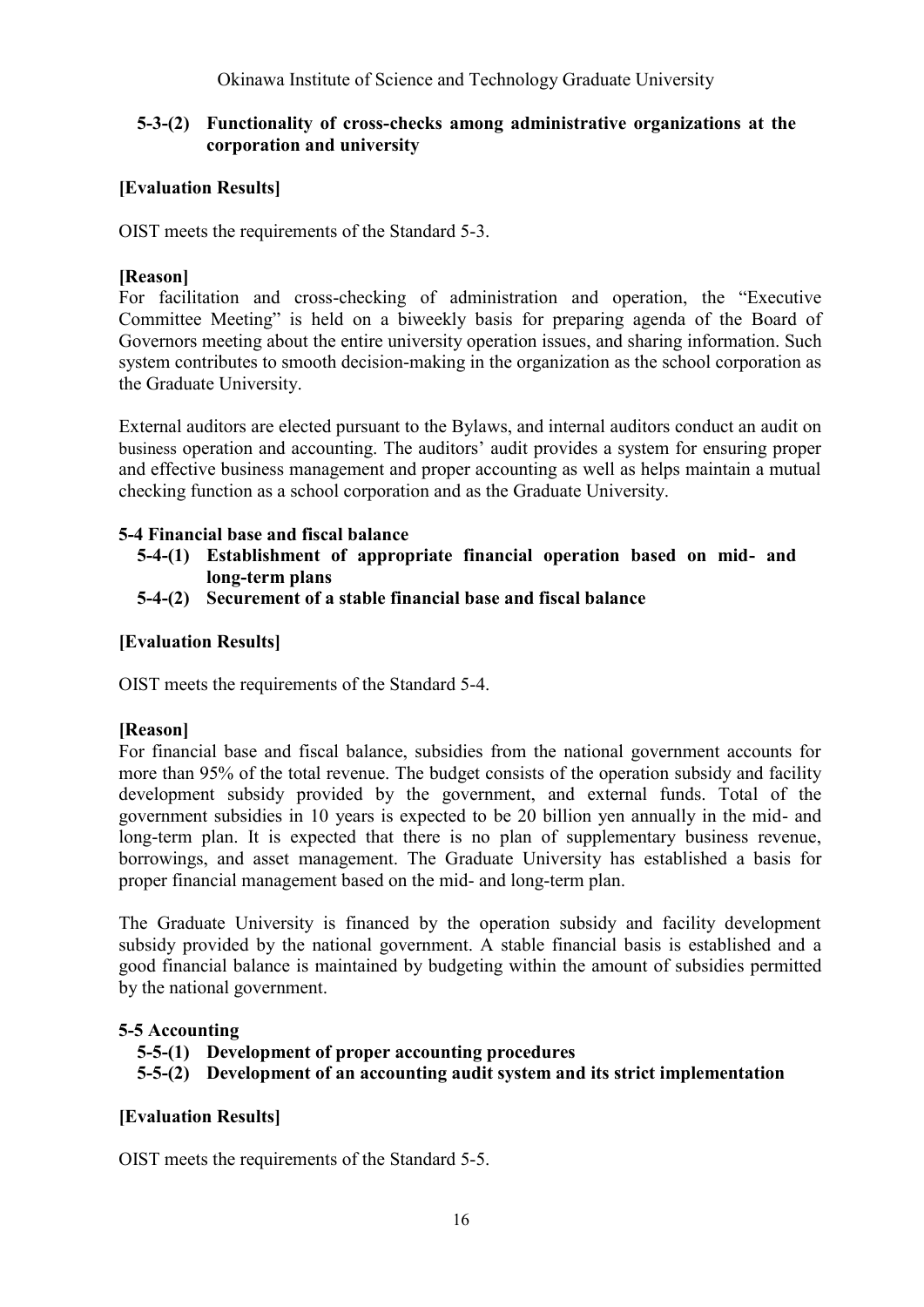### 5-3-(2) Functionality of cross-checks among administrative organizations at the corporation and university

**[Evaluation Results]**

OIST meets the requirements of the Standard 5-3.

**[Reason]**

For facilitation and cross-checking of administration and operation, the "Executive Committee Meeting" is held on a biweekly basis for preparing agenda of the Board of Governors meeting about the entire university operation issues, and sharing information. Such system contributes to smooth decision-making in the organization as the school corporation as the Graduate University.

External auditors are elected pursuant to the Bylaws, and internal auditors conduct an audit on business operation and accounting. The auditors' audit provides a system for ensuring proper and effective business management and proper accounting as well as helps maintain a mutual checking function as a school corporation and as the Graduate University.

## 5-4 Financial base and fiscal balance

### 5-4-(1) Establishment of appropriate financial operation based on mid- and long-term plans

### 5-4-(2) Securement of a stable financial base and fiscal balance

**[Evaluation Results]**

OIST meets the requirements of the Standard 5-4.

**[Reason]**

For financial base and fiscal balance, subsidies from the national government accounts for more than 95% of the total revenue. The budget consists of the operation subsidy and facility development subsidy provided by the government, and external funds. Total of the government subsidies in 10 years is expected to be 20 billion yen annually in the mid- and long-term plan. It is expected that there is no plan of supplementary business revenue, borrowings, and asset management. The Graduate University has established a basis for proper financial management based on the mid- and long-term plan.

The Graduate University is financed by the operation subsidy and facility development subsidy provided by the national government. A stable financial basis is established and a good financial balance is maintained by budgeting within the amount of subsidies permitted by the national government.

## 5-5 Accounting

### 5-5-(1) Development of proper accounting procedures

### 5-5-(2) Development of an accounting audit system and its strict implementation

**[Evaluation Results]**

OIST meets the requirements of the Standard 5-5.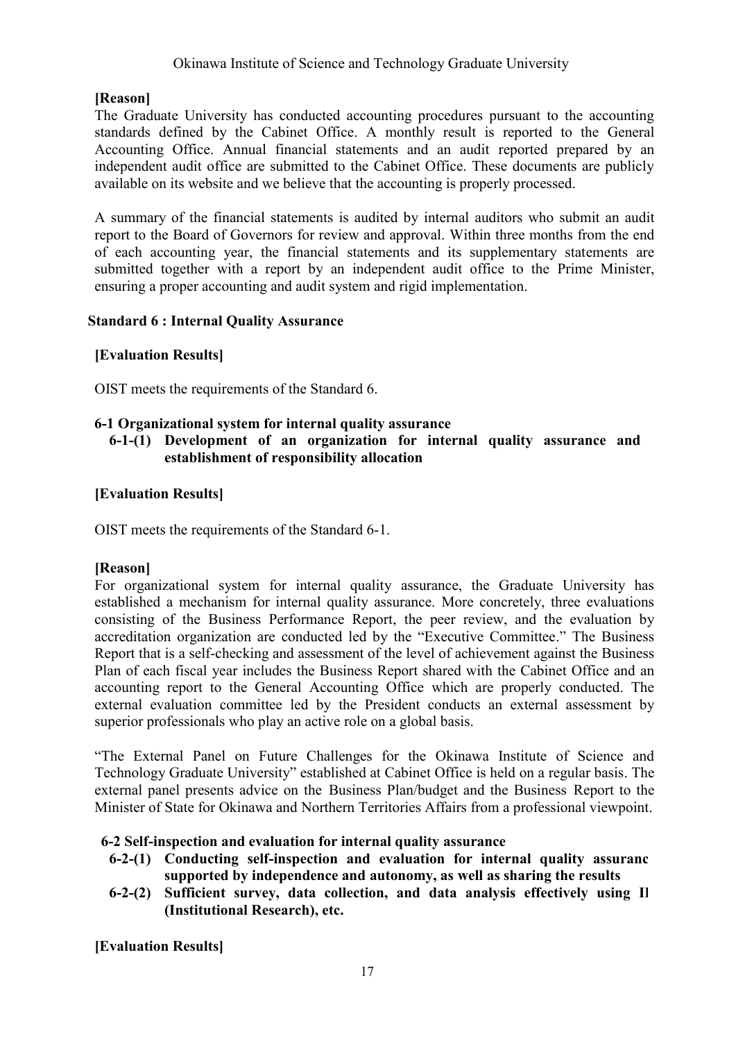**[Reason]**

The Graduate University has conducted accounting procedures pursuant to the accounting standards defined by the Cabinet Office. A monthly result is reported to the General Accounting Office. Annual financial statements and an audit reported prepared by an independent audit office are submitted to the Cabinet Office. These documents are publicly available on its website and we believe that the accounting is properly processed.

A summary of the financial statements is audited by internal auditors who submit an audit report to the Board of Governors for review and approval. Within three months from the end of each accounting year, the financial statements and its supplementary statements are submitted together with a report by an independent audit office to the Prime Minister, ensuring a proper accounting and audit system and rigid implementation.

## Standard 6 : Internal Quality Assurance

**[Evaluation Results]**

OIST meets the requirements of the Standard 6.

### 6-1 Organizational system for internal quality assurance

**6-1-(1) Development of an organization for internal quality assurance and establishment of responsibility allocation**

**[Evaluation Results]**

OIST meets the requirements of the Standard 6-1.

**[Reason]**

For organizational system for internal quality assurance, the Graduate University has established a mechanism for internal quality assurance. More concretely, three evaluations consisting of the Business Performance Report, the peer review, and the evaluation by accreditation organization are conducted led by the "Executive Committee." The Business Report that is a self-checking and assessment of the level of achievement against the Business Plan of each fiscal year includes the Business Report shared with the Cabinet Office and an accounting report to the General Accounting Office which are properly conducted. The external evaluation committee led by the President conducts an external assessment by superior professionals who play an active role on a global basis.

"The External Panel on Future Challenges for the Okinawa Institute of Science and Technology Graduate University" established at Cabinet Office is held on a regular basis. The external panel presents advice on the Business Plan/budget and the Business Report to the Minister of State for Okinawa and Northern Territories Affairs from a professional viewpoint.

### 6-2 Self-inspection and evaluation for internal quality assurance

**6-2-(1) Conducting self-inspection and evaluation for internal quality assuranc supported by independence and autonomy, as well as sharing the results**

**6-2-(2) Sufficient survey, data collection, and data analysis effectively using IR (Institutional Research), etc.**

**[Evaluation Results]**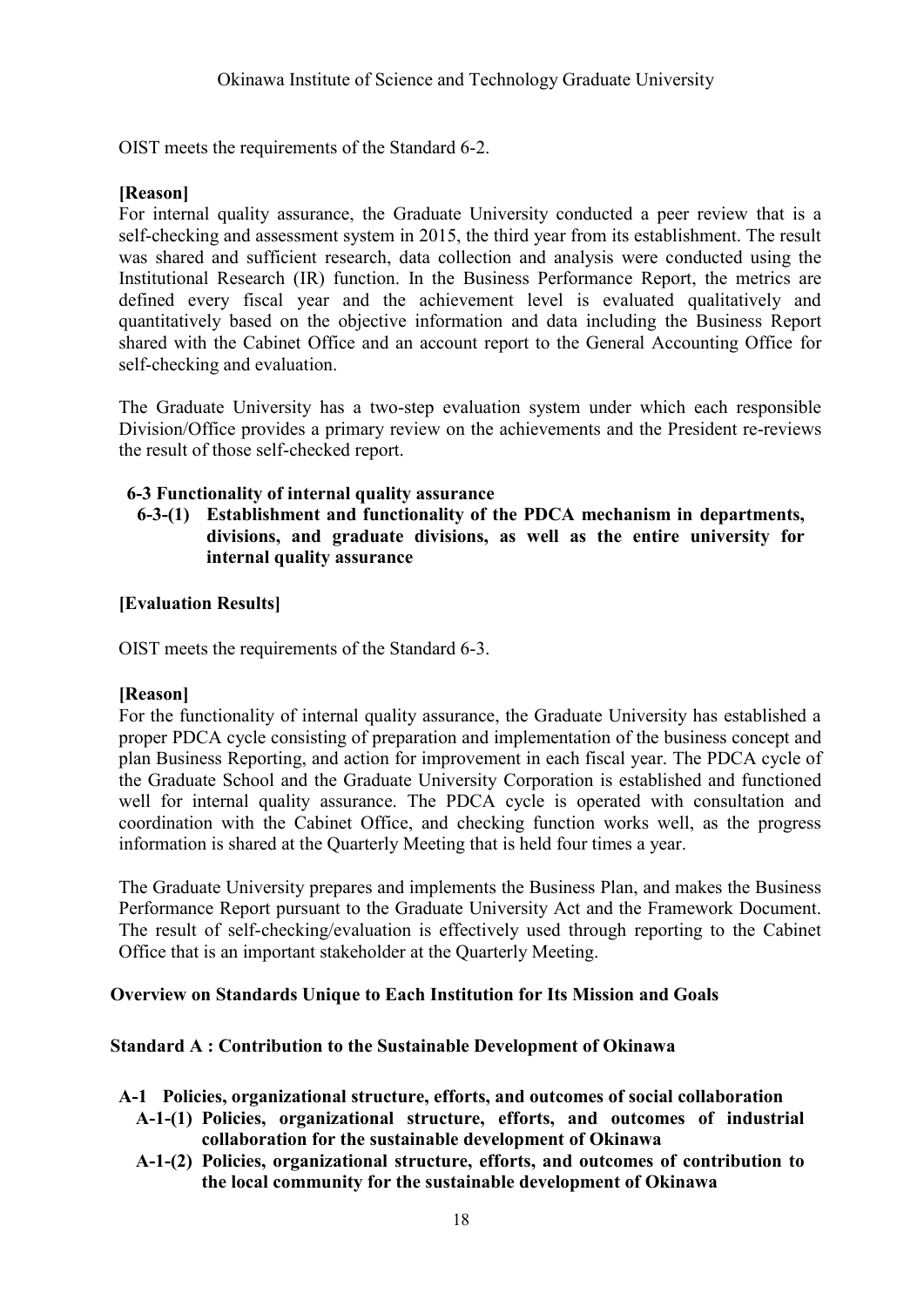OIST meets the requirements of the Standard 6-2.

**[Reason]**

For internal quality assurance, the Graduate University conducted a peer review that is a self-checking and assessment system in 2015, the third year from its establishment. The result was shared and sufficient research, data collection and analysis were conducted using the Institutional Research (IR) function. In the Business Performance Report, the metrics are defined every fiscal year and the achievement level is evaluated qualitatively and quantitatively based on the objective information and data including the Business Report shared with the Cabinet Office and an account report to the General Accounting Office for self-checking and evaluation.

The Graduate University has a two-step evaluation system under which each responsible Division/Office provides a primary review on the achievements and the President re-reviews the result of those self-checked report.

**6-3 Functionality of internal quality assurance**

**6-3-(1) Establishment and functionality of the PDCA mechanism in departments, divisions, and graduate divisions, as well as the entire university for internal quality assurance**

**[Evaluation Results]**

OIST meets the requirements of the Standard 6-3.

**[Reason]**

For the functionality of internal quality assurance, the Graduate University has established a proper PDCA cycle consisting of preparation and implementation of the business concept and plan Business Reporting, and action for improvement in each fiscal year. The PDCA cycle of the Graduate School and the Graduate University Corporation is established and functioned well for internal quality assurance. The PDCA cycle is operated with consultation and coordination with the Cabinet Office, and checking function works well, as the progress information is shared at the Quarterly Meeting that is held four times a year.

The Graduate University prepares and implements the Business Plan, and makes the Business Performance Report pursuant to the Graduate University Act and the Framework Document. The result of self-checking/evaluation is effectively used through reporting to the Cabinet Office that is an important stakeholder at the Quarterly Meeting.

**Overview on Standards Unique to Each Institution for Its Mission and Goals**

**Standard A : Contribution to the Sustainable Development of Okinawa**

**A-1 Policies, organizational structure, efforts, and outcomes of social collaboration**

**A-1-(1) Policies, organizational structure, efforts, and outcomes of industrial collaboration for the sustainable development of Okinawa**

**A-1-(2) Policies, organizational structure, efforts, and outcomes of contribution to the local community for the sustainable development of Okinawa**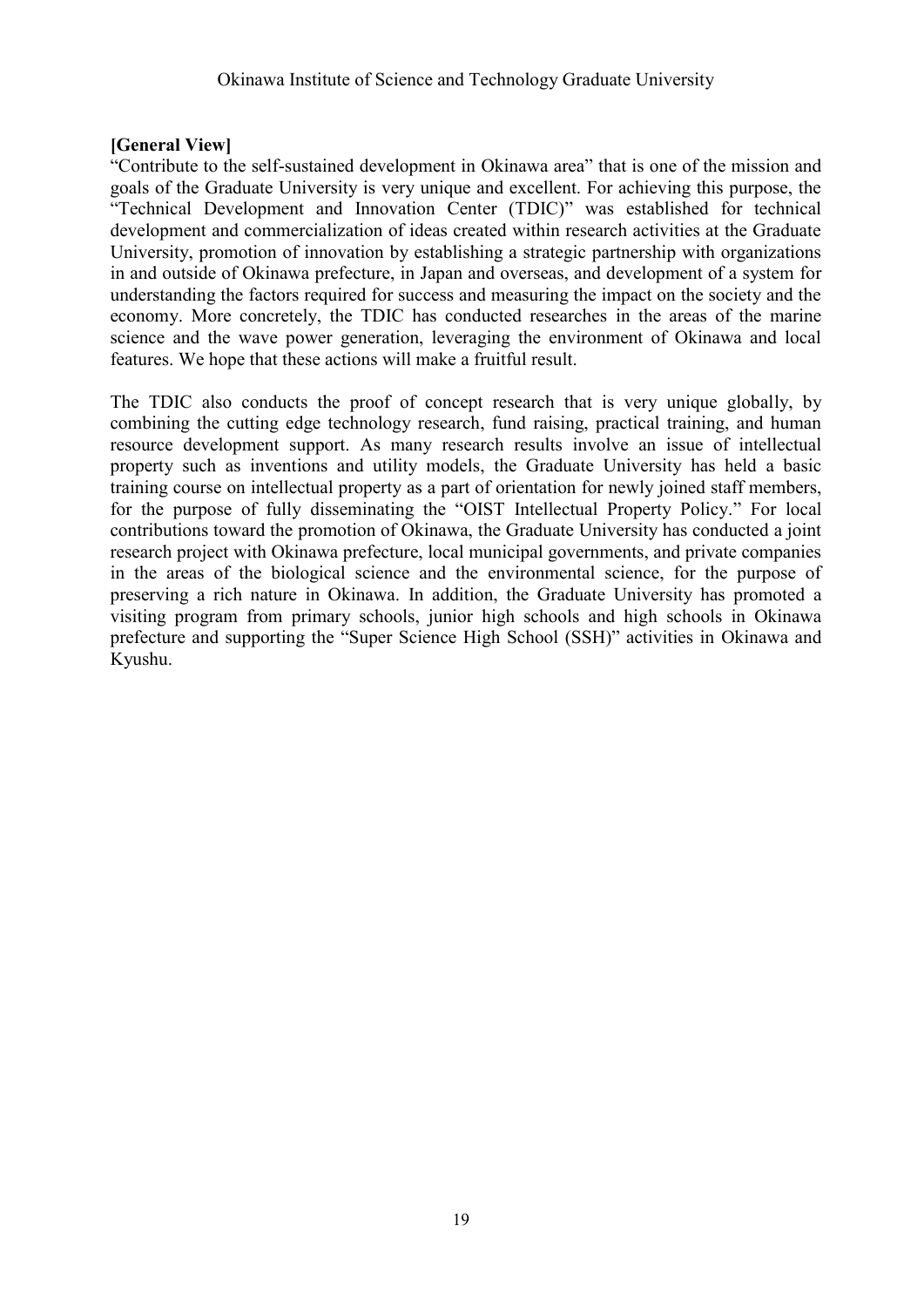**[General View]**

"Contribute to the self-sustained development in Okinawa area" that is one of the mission and goals of the Graduate University is very unique and excellent. For achieving this purpose, the "Technical Development and Innovation Center (TDIC)" was established for technical development and commercialization of ideas created within research activities at the Graduate University, promotion of innovation by establishing a strategic partnership with organizations in and outside of Okinawa prefecture, in Japan and overseas, and development of a system for understanding the factors required for success and measuring the impact on the society and the economy. More concretely, the TDIC has conducted researches in the areas of the marine science and the wave power generation, leveraging the environment of Okinawa and local features. We hope that these actions will make a fruitful result.

The TDIC also conducts the proof of concept research that is very unique globally, by combining the cutting edge technology research, fund raising, practical training, and human resource development support. As many research results involve an issue of intellectual property such as inventions and utility models, the Graduate University has held a basic training course on intellectual property as a part of orientation for newly joined staff members, for the purpose of fully disseminating the "OIST Intellectual Property Policy." For local contributions toward the promotion of Okinawa, the Graduate University has conducted a joint research project with Okinawa prefecture, local municipal governments, and private companies in the areas of the biological science and the environmental science, for the purpose of preserving a rich nature in Okinawa. In addition, the Graduate University has promoted a visiting program from primary schools, junior high schools and high schools in Okinawa prefecture and supporting the "Super Science High School (SSH)" activities in Okinawa and Kyushu.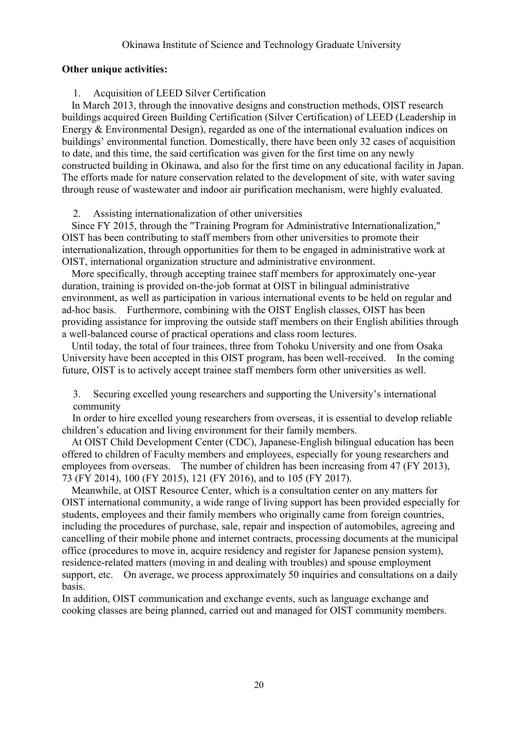**Other unique activities:**

1. Acquisition of LEED Silver Certification

In March 2013, through the innovative designs and construction methods, OIST research buildings acquired Green Building Certification (Silver Certification) of LEED (Leadership in Energy & Environmental Design), regarded as one of the international evaluation indices on buildings' environmental function. Domestically, there have been only 32 cases of acquisition to date, and this time, the said certification was given for the first time on any newly constructed building in Okinawa, and also for the first time on any educational facility in Japan. The efforts made for nature conservation related to the development of site, with water saving through reuse of wastewater and indoor air purification mechanism, were highly evaluated.

2. Assisting internationalization of other universities

Since FY 2015, through the "Training Program for Administrative Internationalization," OIST has been contributing to staff members from other universities to promote their internationalization, through opportunities for them to be engaged in administrative work at OIST, international organization structure and administrative environment.

More specifically, through accepting trainee staff members for approximately one-year duration, training is provided on-the-job format at OIST in bilingual administrative environment, as well as participation in various international events to be held on regular and ad-hoc basis. Furthermore, combining with the OIST English classes, OIST has been providing assistance for improving the outside staff members on their English abilities through a well-balanced course of practical operations and class room lectures.

Until today, the total of four trainees, three from Tohoku University and one from Osaka University have been accepted in this OIST program, has been well-received. In the coming future, OIST is to actively accept trainee staff members form other universities as well.

3. Securing excelled young researchers and supporting the University's international community

In order to hire excelled young researchers from overseas, it is essential to develop reliable children's education and living environment for their family members.

At OIST Child Development Center (CDC), Japanese-English bilingual education has been offered to children of Faculty members and employees, especially for young researchers and employees from overseas. The number of children has been increasing from 47 (FY 2013), 73 (FY 2014), 100 (FY 2015), 121 (FY 2016), and to 105 (FY 2017).

Meanwhile, at OIST Resource Center, which is a consultation center on any matters for OIST international community, a wide range of living support has been provided especially for students, employees and their family members who originally came from foreign countries, including the procedures of purchase, sale, repair and inspection of automobiles, agreeing and cancelling of their mobile phone and internet contracts, processing documents at the municipal office (procedures to move in, acquire residency and register for Japanese pension system), residence-related matters (moving in and dealing with troubles) and spouse employment support, etc. On average, we process approximately 50 inquiries and consultations on a daily basis.

In addition, OIST communication and exchange events, such as language exchange and cooking classes are being planned, carried out and managed for OIST community members.